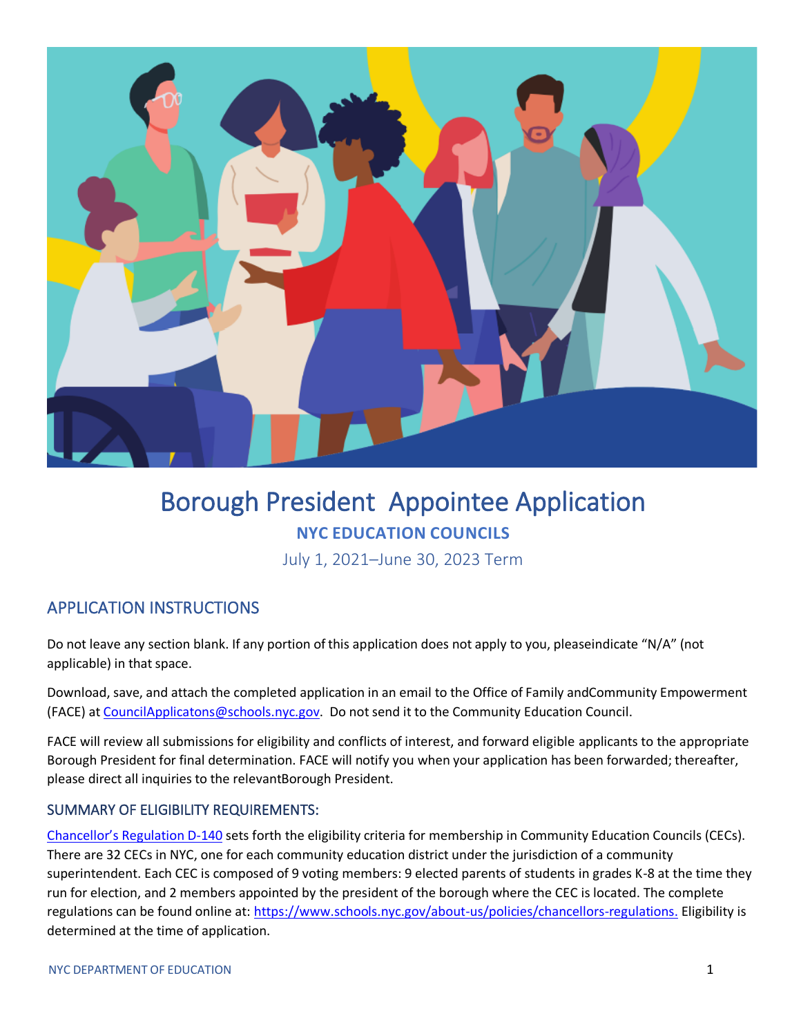# Borough President Appointee Application

**NYC EDUCATION COUNCILS**

July 1, 2021–June 30, 2023 Term

## APPLICATION INSTRUCTIONS

Do not leave any section blank. If any portion of this application does not apply to you, pleaseindicate "N/A" (not applicable) in that space.

Download, save, and attach the completed application in an email to the Office of Family andCommunity Empowerment (FACE) at CouncilApplicatons@schools.nyc.gov. Do not send it to the Community Education Council.

FACE will review all submissions for eligibility and conflicts of interest, and forward eligible applicants to the appropriate Borough President for final determination. FACE will notify you when your application has been forwarded; thereafter, please direct all inquiries to the relevantBorough President.

### SUMMARY OF ELIGIBILITY REQUIREMENTS:

Chancellor's Regulation D-140 sets forth the eligibility criteria for membership in Community Education Councils (CECs). There are 32 CECs in NYC, one for each community education district under the jurisdiction of a community superintendent. Each CEC is composed of 9 voting members: 9 elected parents of students in grades K-8 at the time they run for election, and 2 members appointed by the president of the borough where the CEC is located. The complete regulations can be found online at: https://www.schools.nyc.gov/about-us/policies/chancellors-regulations. Eligibility is determined at the time of application.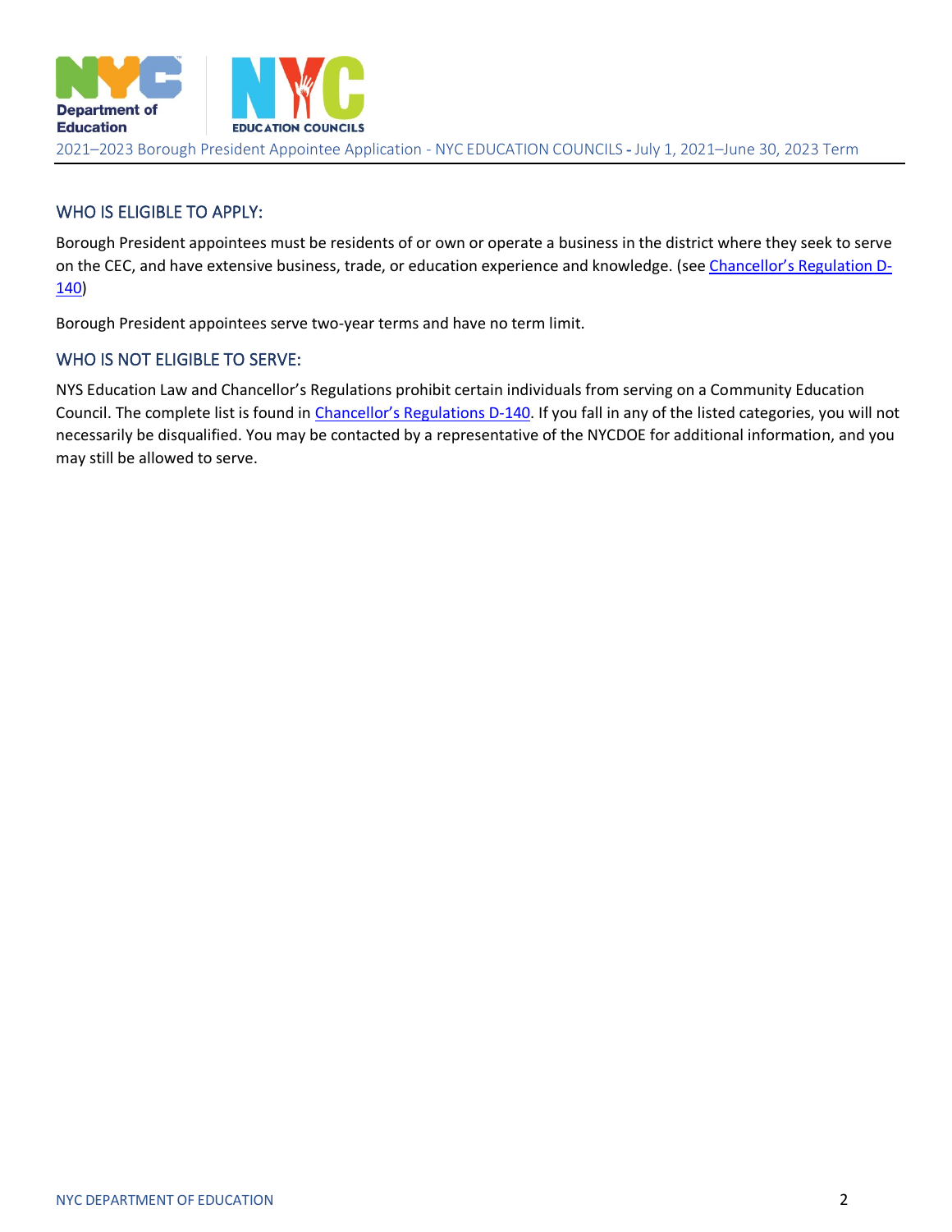## WHO IS ELIGIBLE TO APPLY:

Borough President appointees must be residents of or own or operate a business in the district where they seek to serve on the CEC, and have extensive business, trade, or education experience and knowledge. (see Chancellor's Regulation D-140)

Borough President appointees serve two-year terms and have no term limit.

## WHO IS NOT ELIGIBLE TO SERVE:

NYS Education Law and Chancellor's Regulations prohibit certain individuals from serving on a Community Education Council. The complete list is found in Chancellor's Regulations D-140. If you fall in any of the listed categories, you will not necessarily be disqualified. You may be contacted by a representative of the NYCDOE for additional information, and you may still be allowed to serve.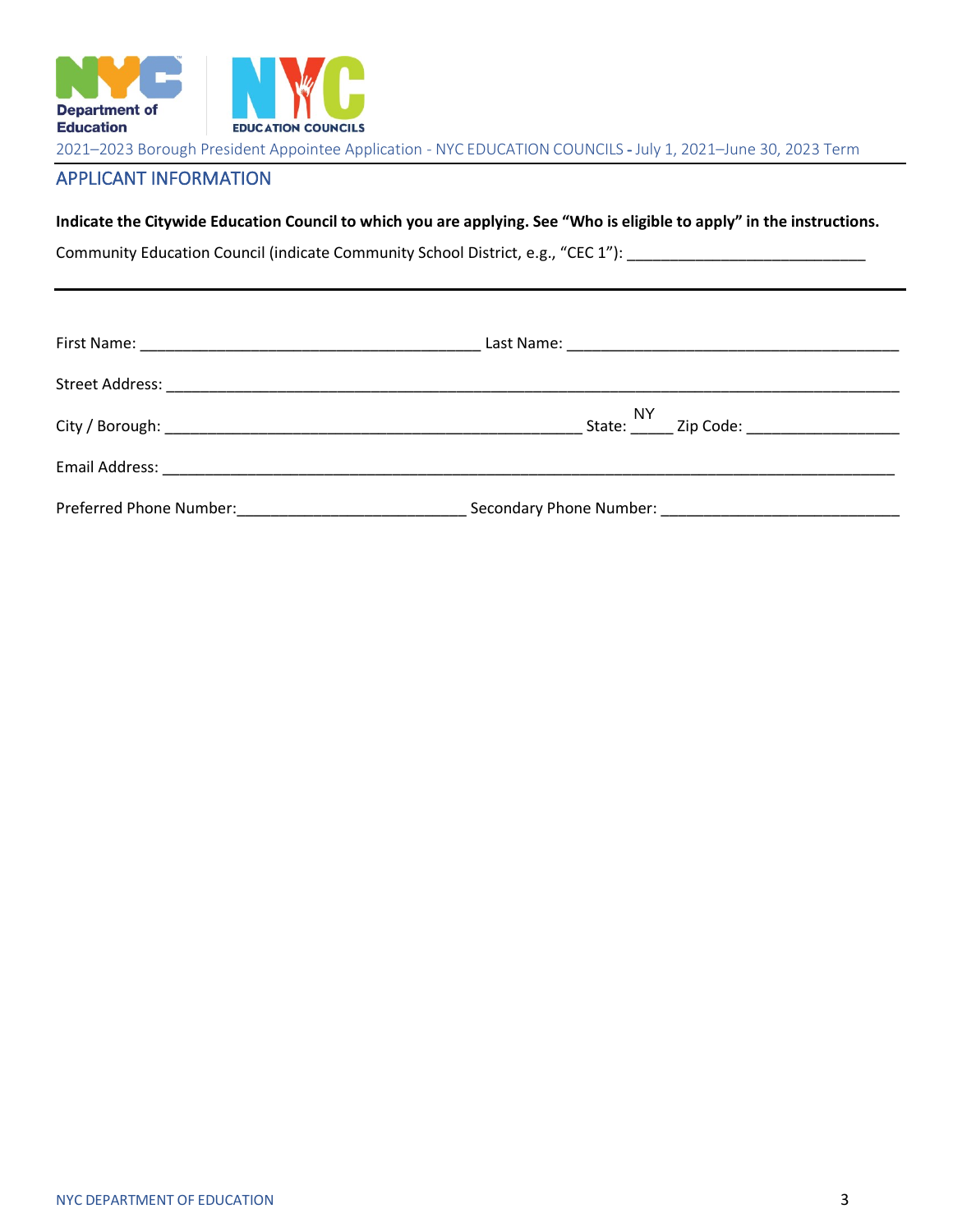2021–2023 Borough President Appointee Application - NYC EDUCATION COUNCILS - July 1, 2021–June 30, 2023 Term

## APPLICANT INFORMATION

**Indicate the Citywide Education Council to which you are applying. See "Who is eligible to apply" in the instructions.**

Community Education Council (indicate Community School District, e.g., "CEC 1"): ____________________________

---

First Name: ________________________________________ Last Name: ________________________________________

Street Address: ________________________________________________________________________________________

City / Borough: __________________________________________________ State: NY Zip Code: __________________

Email Address: ________________________________________________________________________________________

Preferred Phone Number:___________________________ Secondary Phone Number: ____________________________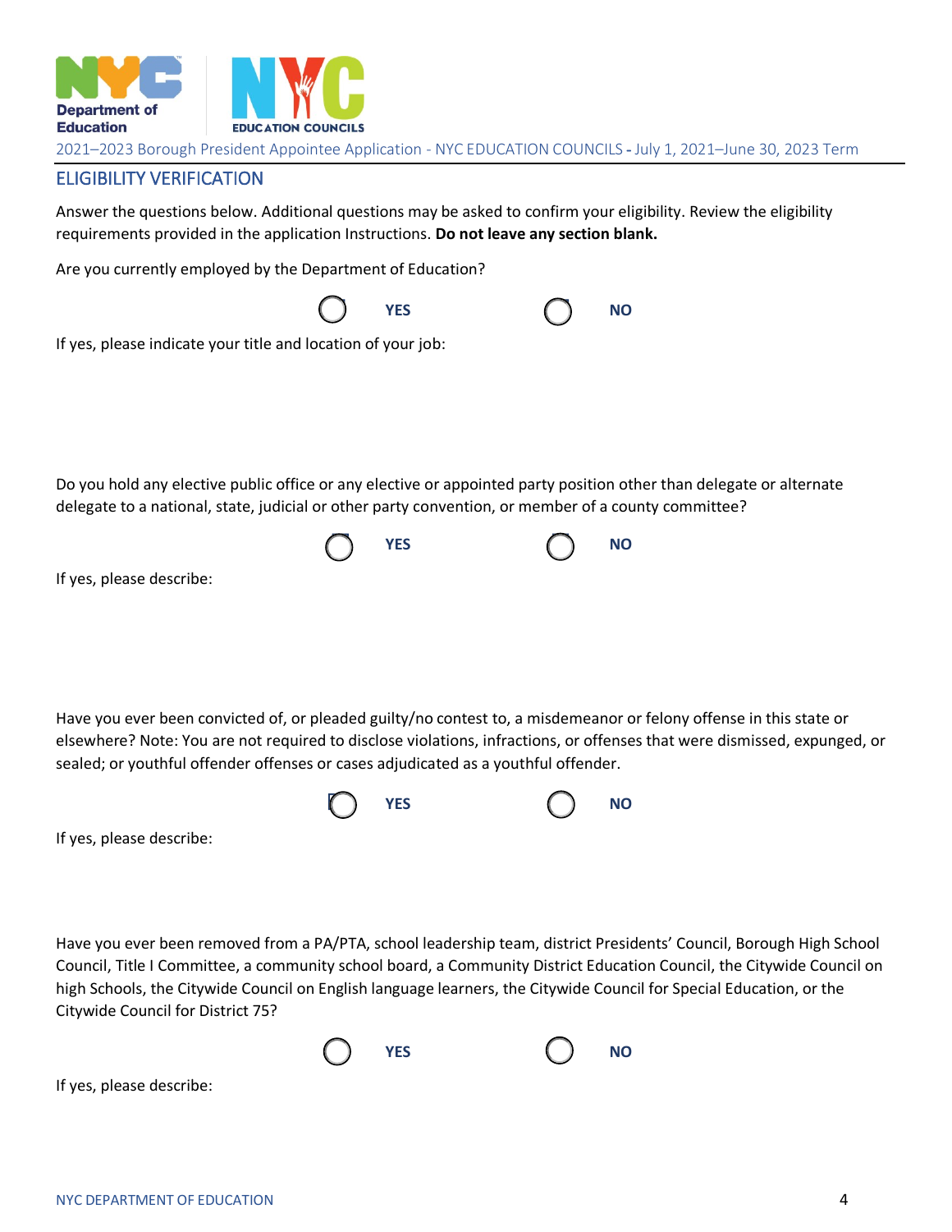## ELIGIBILITY VERIFICATION

Answer the questions below. Additional questions may be asked to confirm your eligibility. Review the eligibility requirements provided in the application Instructions. **Do not leave any section blank.**

Are you currently employed by the Department of Education?

○ **YES** ○ **NO**

If yes, please indicate your title and location of your job:

Do you hold any elective public office or any elective or appointed party position other than delegate or alternate delegate to a national, state, judicial or other party convention, or member of a county committee?

○ **YES** ○ **NO**

If yes, please describe:

Have you ever been convicted of, or pleaded guilty/no contest to, a misdemeanor or felony offense in this state or elsewhere? Note: You are not required to disclose violations, infractions, or offenses that were dismissed, expunged, or sealed; or youthful offender offenses or cases adjudicated as a youthful offender.

○ **YES** ○ **NO**

If yes, please describe:

Have you ever been removed from a PA/PTA, school leadership team, district Presidents' Council, Borough High School Council, Title I Committee, a community school board, a Community District Education Council, the Citywide Council on high Schools, the Citywide Council on English language learners, the Citywide Council for Special Education, or the Citywide Council for District 75?

○ **YES** ○ **NO**

If yes, please describe: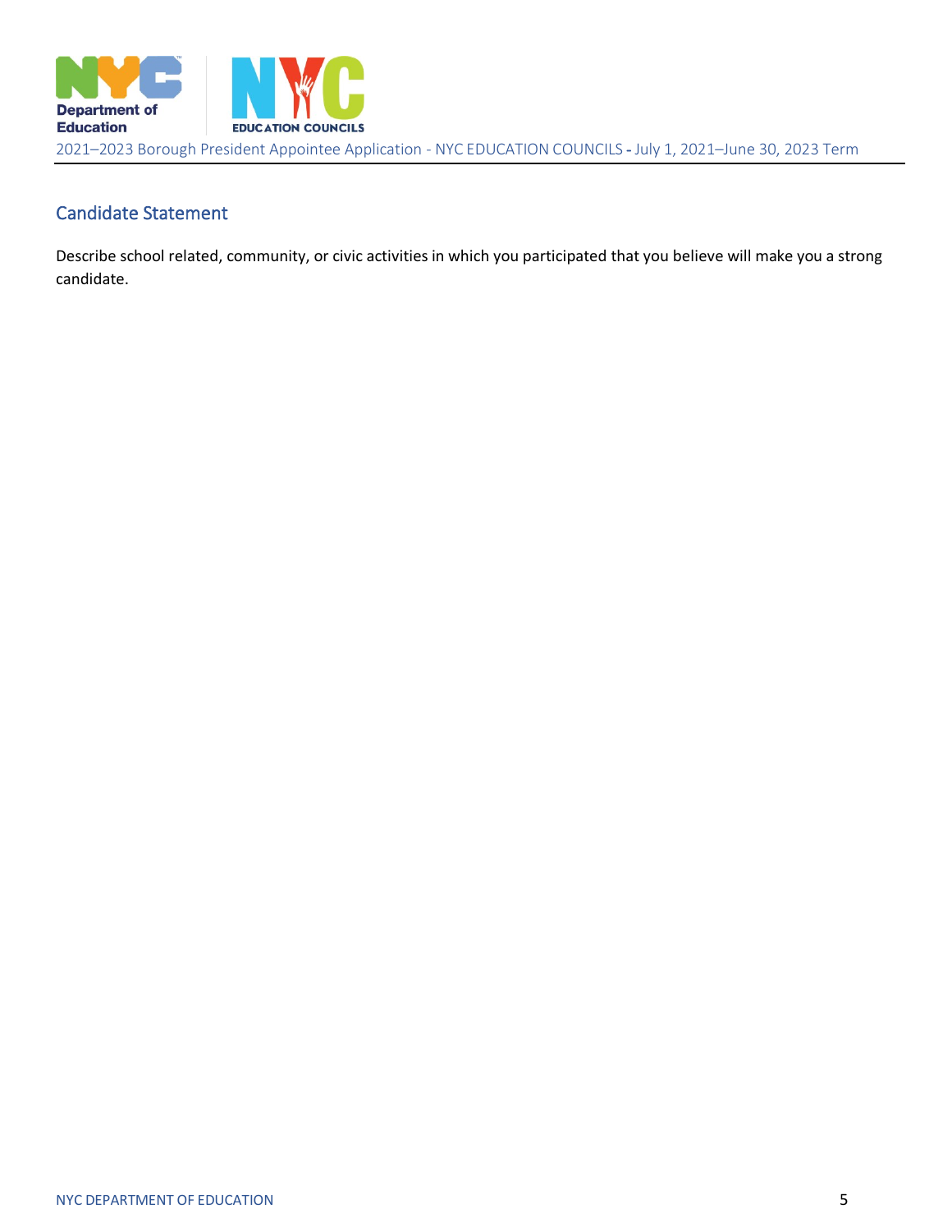## Candidate Statement

Describe school related, community, or civic activities in which you participated that you believe will make you a strong candidate.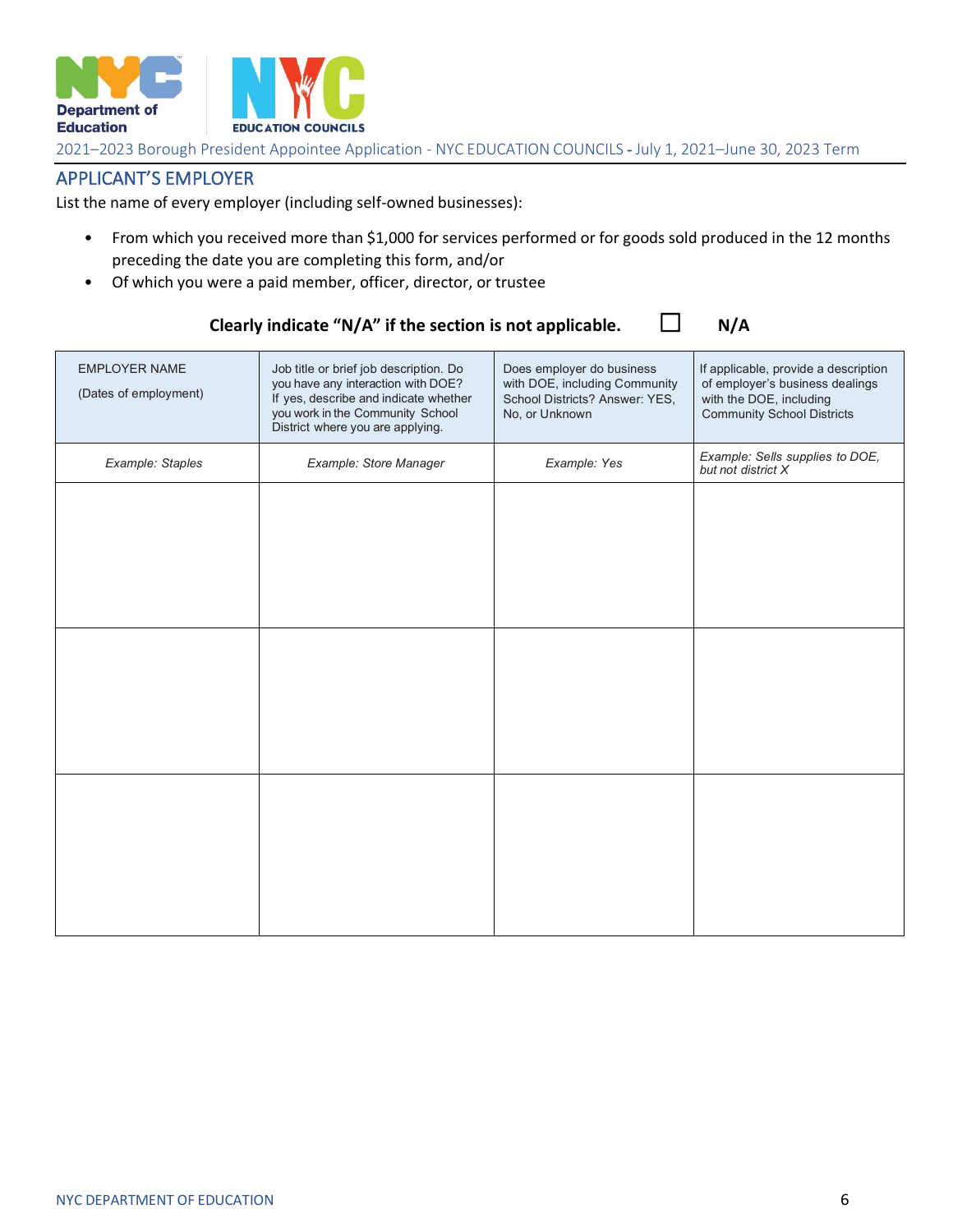2021–2023 Borough President Appointee Application - NYC EDUCATION COUNCILS - July 1, 2021–June 30, 2023 Term

## APPLICANT'S EMPLOYER

List the name of every employer (including self-owned businesses):

- From which you received more than $1,000 for services performed or for goods sold produced in the 12 months preceding the date you are completing this form, and/or
- Of which you were a paid member, officer, director, or trustee

**Clearly indicate "N/A" if the section is not applicable.** ☐ **N/A**

| EMPLOYER NAME (Dates of employment) | Job title or brief job description. Do you have any interaction with DOE? If yes, describe and indicate whether you work in the Community School District where you are applying. | Does employer do business with DOE, including Community School Districts? Answer: YES, No, or Unknown | If applicable, provide a description of employer's business dealings with the DOE, including Community School Districts |
|---|---|---|---|
| *Example: Staples* | *Example: Store Manager* | *Example: Yes* | *Example: Sells supplies to DOE, but not district X* |
| | | | |
| | | | |
| | | | |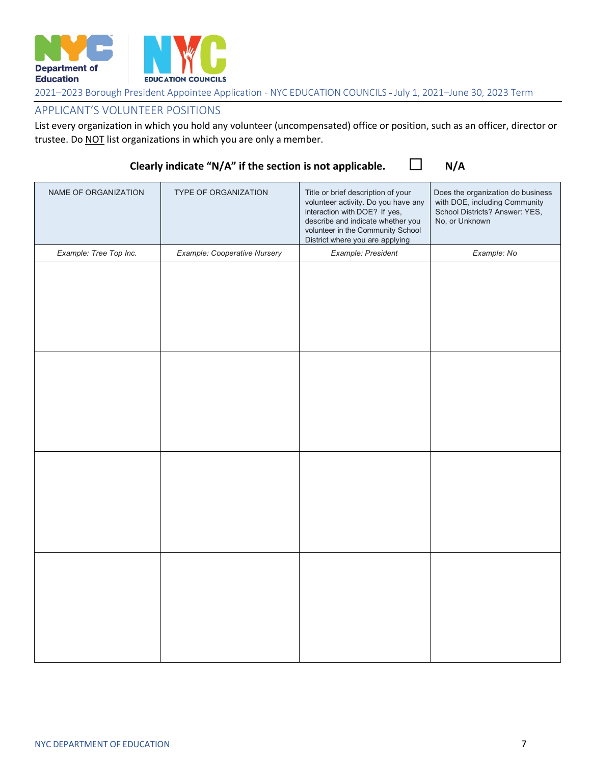2021–2023 Borough President Appointee Application - NYC EDUCATION COUNCILS - July 1, 2021–June 30, 2023 Term

## APPLICANT'S VOLUNTEER POSITIONS

List every organization in which you hold any volunteer (uncompensated) office or position, such as an officer, director or trustee. Do NOT list organizations in which you are only a member.

**Clearly indicate "N/A" if the section is not applicable.** ☐ **N/A**

| NAME OF ORGANIZATION | TYPE OF ORGANIZATION | Title or brief description of your volunteer activity. Do you have any interaction with DOE? If yes, describe and indicate whether you volunteer in the Community School District where you are applying | Does the organization do business with DOE, including Community School Districts? Answer: YES, No, or Unknown |
|---|---|---|---|
| *Example: Tree Top Inc.* | *Example: Cooperative Nursery* | *Example: President* | *Example: No* |
| | | | |
| | | | |
| | | | |
| | | | |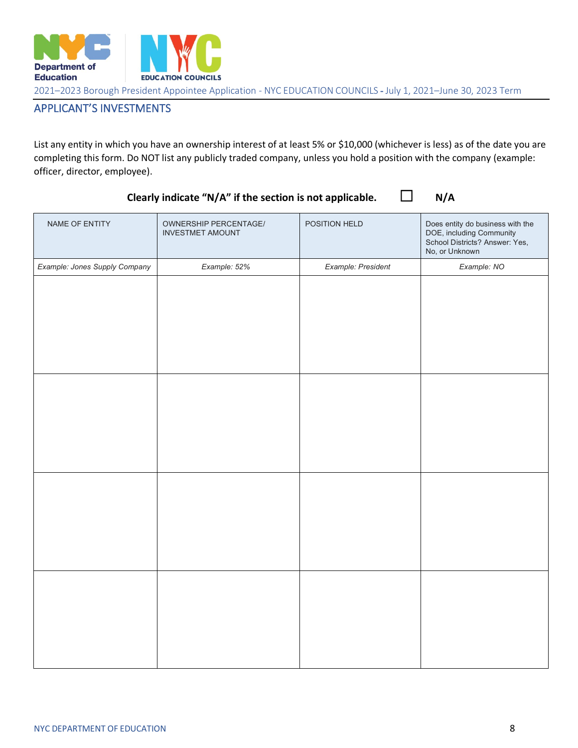2021–2023 Borough President Appointee Application - NYC EDUCATION COUNCILS - July 1, 2021–June 30, 2023 Term

## APPLICANT'S INVESTMENTS

List any entity in which you have an ownership interest of at least 5% or $10,000 (whichever is less) as of the date you are completing this form. Do NOT list any publicly traded company, unless you hold a position with the company (example: officer, director, employee).

**Clearly indicate "N/A" if the section is not applicable.** ☐ **N/A**

| NAME OF ENTITY | OWNERSHIP PERCENTAGE/ INVESTMET AMOUNT | POSITION HELD | Does entity do business with the DOE, including Community School Districts? Answer: Yes, No, or Unknown |
|---|---|---|---|
| *Example: Jones Supply Company* | *Example: 52%* | *Example: President* | *Example: NO* |
| | | | |
| | | | |
| | | | |
| | | | |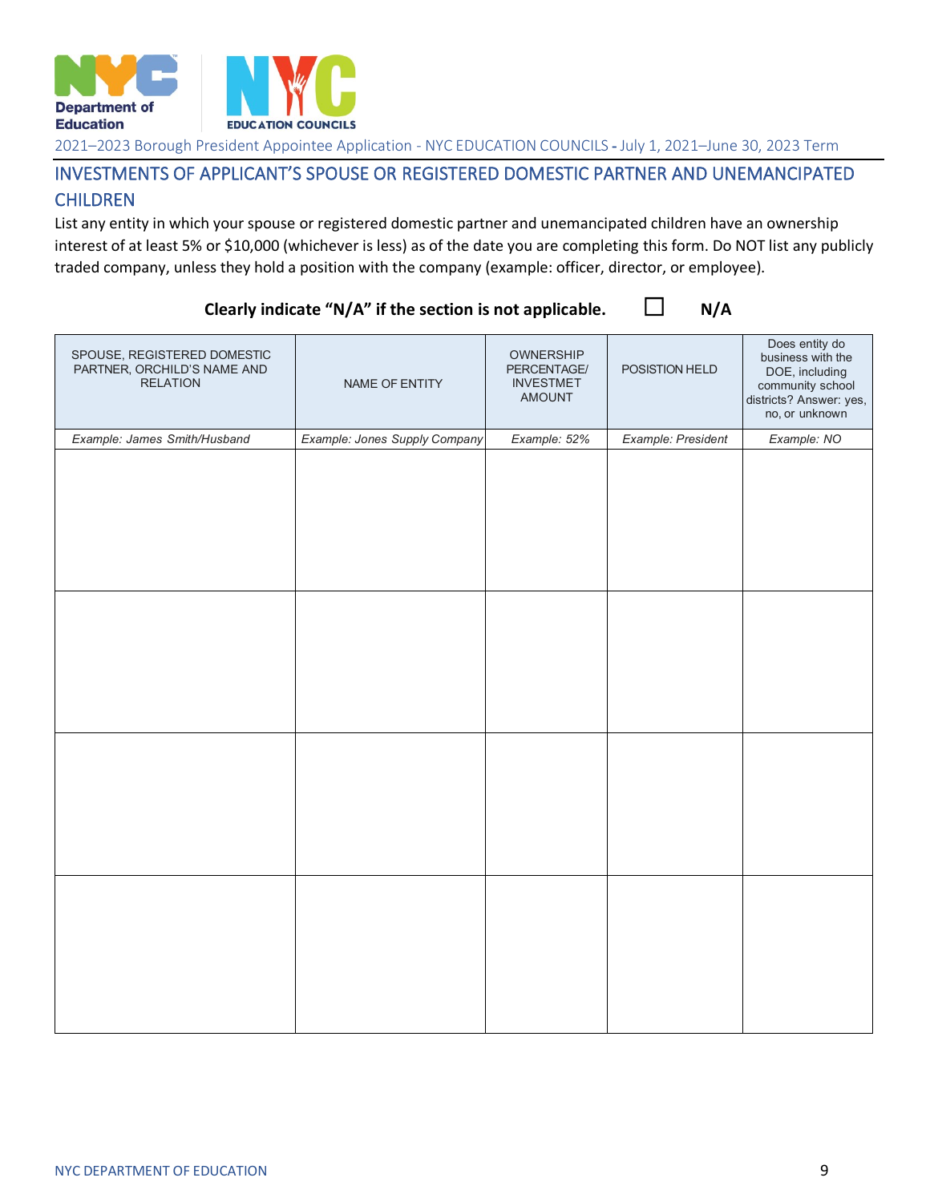2021–2023 Borough President Appointee Application - NYC EDUCATION COUNCILS - July 1, 2021–June 30, 2023 Term

## INVESTMENTS OF APPLICANT'S SPOUSE OR REGISTERED DOMESTIC PARTNER AND UNEMANCIPATED CHILDREN

List any entity in which your spouse or registered domestic partner and unemancipated children have an ownership interest of at least 5% or $10,000 (whichever is less) as of the date you are completing this form. Do NOT list any publicly traded company, unless they hold a position with the company (example: officer, director, or employee).

**Clearly indicate "N/A" if the section is not applicable.** ☐ **N/A**

| SPOUSE, REGISTERED DOMESTIC PARTNER, ORCHILD'S NAME AND RELATION | NAME OF ENTITY | OWNERSHIP PERCENTAGE/ INVESTMET AMOUNT | POSISTION HELD | Does entity do business with the DOE, including community school districts? Answer: yes, no, or unknown |
|---|---|---|---|---|
| *Example: James Smith/Husband* | *Example: Jones Supply Company* | *Example: 52%* | *Example: President* | *Example: NO* |
| | | | | |
| | | | | |
| | | | | |
| | | | | |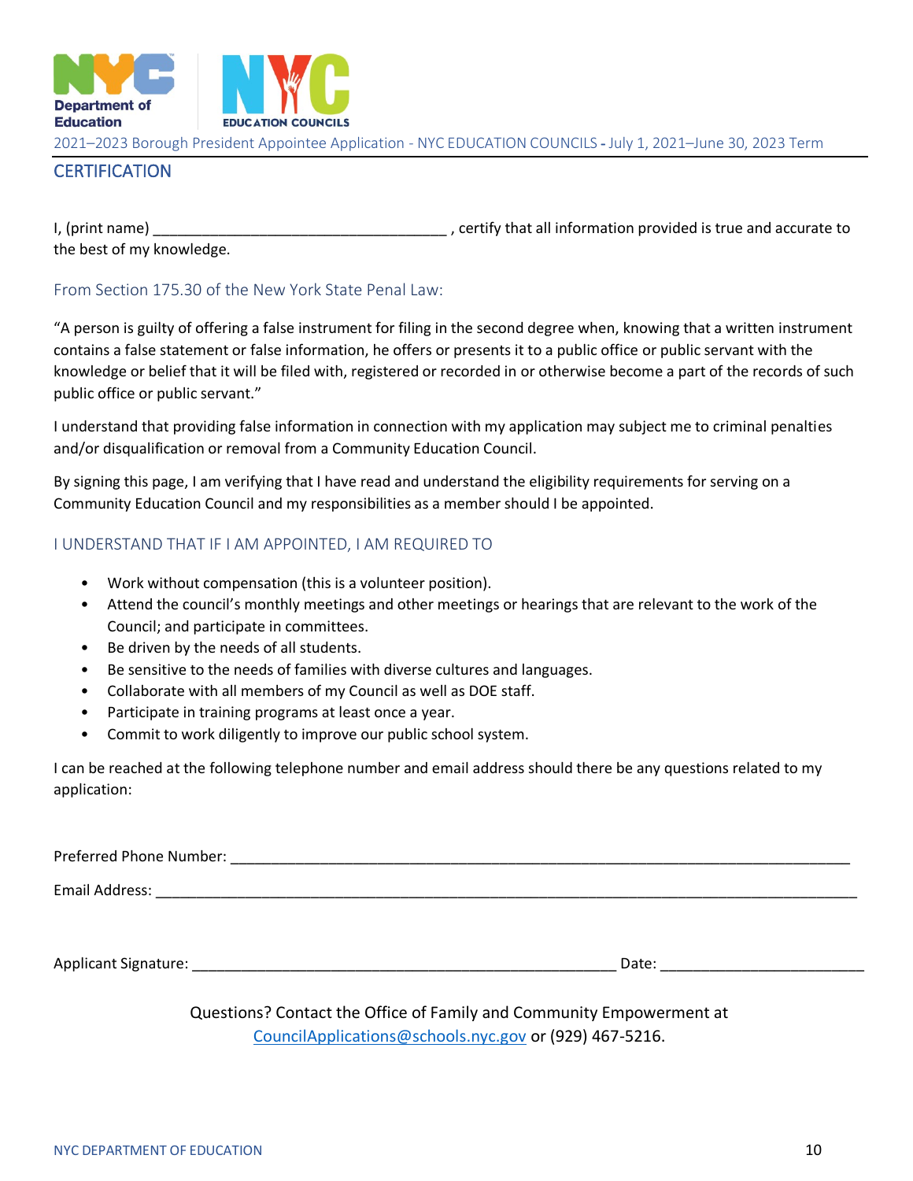2021–2023 Borough President Appointee Application - NYC EDUCATION COUNCILS - July 1, 2021–June 30, 2023 Term

## CERTIFICATION

I, (print name) ___________________________________ , certify that all information provided is true and accurate to the best of my knowledge.

### From Section 175.30 of the New York State Penal Law:

"A person is guilty of offering a false instrument for filing in the second degree when, knowing that a written instrument contains a false statement or false information, he offers or presents it to a public office or public servant with the knowledge or belief that it will be filed with, registered or recorded in or otherwise become a part of the records of such public office or public servant."

I understand that providing false information in connection with my application may subject me to criminal penalties and/or disqualification or removal from a Community Education Council.

By signing this page, I am verifying that I have read and understand the eligibility requirements for serving on a Community Education Council and my responsibilities as a member should I be appointed.

### I UNDERSTAND THAT IF I AM APPOINTED, I AM REQUIRED TO

- Work without compensation (this is a volunteer position).
- Attend the council's monthly meetings and other meetings or hearings that are relevant to the work of the Council; and participate in committees.
- Be driven by the needs of all students.
- Be sensitive to the needs of families with diverse cultures and languages.
- Collaborate with all members of my Council as well as DOE staff.
- Participate in training programs at least once a year.
- Commit to work diligently to improve our public school system.

I can be reached at the following telephone number and email address should there be any questions related to my application:

Preferred Phone Number: ___________________________________________________________________________

Email Address: ____________________________________________________________________________________

Applicant Signature: ___________________________________________________ Date: ________________________

Questions? Contact the Office of Family and Community Empowerment at CouncilApplications@schools.nyc.gov or (929) 467-5216.